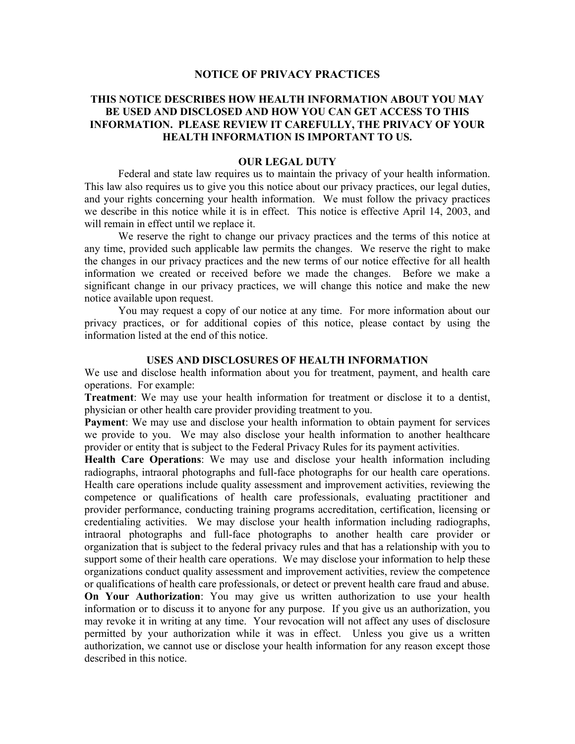# NOTICE OF PRIVACY PRACTICES

## THIS NOTICE DESCRIBES HOW HEALTH INFORMATION ABOUT YOU MAY BE USED AND DISCLOSED AND HOW YOU CAN GET ACCESS TO THIS INFORMATION. PLEASE REVIEW IT CAREFULLY, THE PRIVACY OF YOUR HEALTH INFORMATION IS IMPORTANT TO US.

## OUR LEGAL DUTY

Federal and state law requires us to maintain the privacy of your health information. This law also requires us to give you this notice about our privacy practices, our legal duties, and your rights concerning your health information. We must follow the privacy practices we describe in this notice while it is in effect. This notice is effective April 14, 2003, and will remain in effect until we replace it.

We reserve the right to change our privacy practices and the terms of this notice at any time, provided such applicable law permits the changes. We reserve the right to make the changes in our privacy practices and the new terms of our notice effective for all health information we created or received before we made the changes. Before we make a significant change in our privacy practices, we will change this notice and make the new notice available upon request.

You may request a copy of our notice at any time. For more information about our privacy practices, or for additional copies of this notice, please contact by using the information listed at the end of this notice.

## USES AND DISCLOSURES OF HEALTH INFORMATION

We use and disclose health information about you for treatment, payment, and health care operations. For example:

**Treatment**: We may use your health information for treatment or disclose it to a dentist, physician or other health care provider providing treatment to you.

**Payment**: We may use and disclose your health information to obtain payment for services we provide to you. We may also disclose your health information to another healthcare provider or entity that is subject to the Federal Privacy Rules for its payment activities.

**Health Care Operations**: We may use and disclose your health information including radiographs, intraoral photographs and full-face photographs for our health care operations. Health care operations include quality assessment and improvement activities, reviewing the competence or qualifications of health care professionals, evaluating practitioner and provider performance, conducting training programs accreditation, certification, licensing or credentialing activities. We may disclose your health information including radiographs, intraoral photographs and full-face photographs to another health care provider or organization that is subject to the federal privacy rules and that has a relationship with you to support some of their health care operations. We may disclose your information to help these organizations conduct quality assessment and improvement activities, review the competence or qualifications of health care professionals, or detect or prevent health care fraud and abuse.

**On Your Authorization**: You may give us written authorization to use your health information or to discuss it to anyone for any purpose. If you give us an authorization, you may revoke it in writing at any time. Your revocation will not affect any uses of disclosure permitted by your authorization while it was in effect. Unless you give us a written authorization, we cannot use or disclose your health information for any reason except those described in this notice.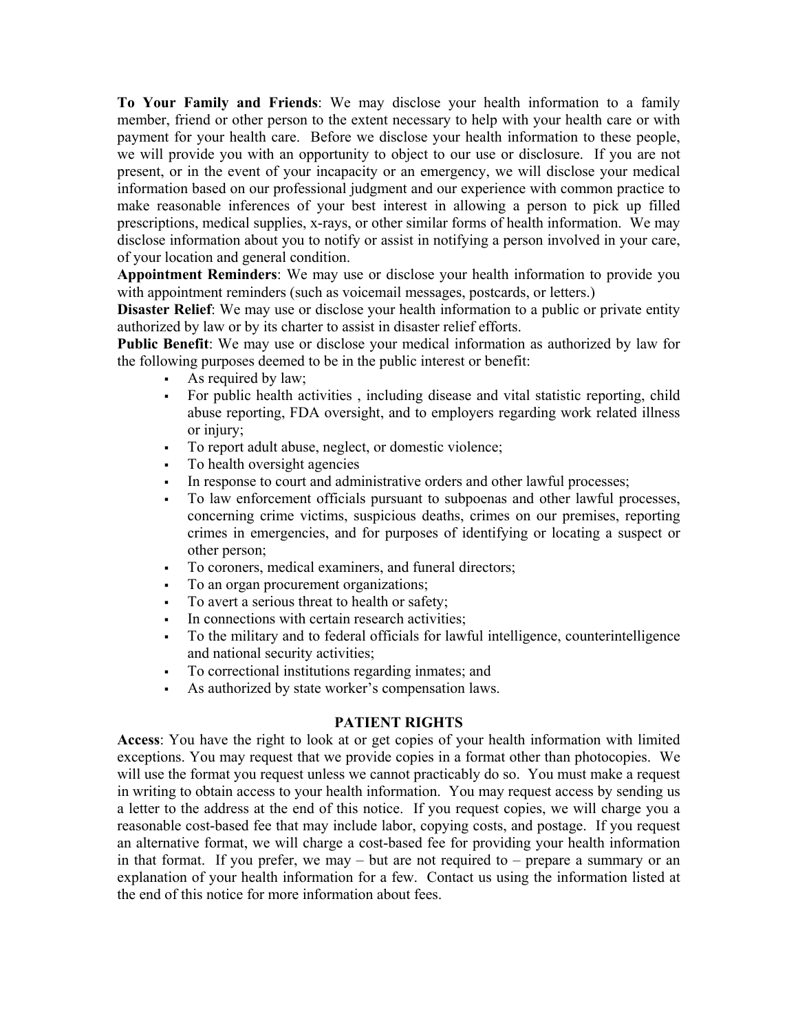**To Your Family and Friends**: We may disclose your health information to a family member, friend or other person to the extent necessary to help with your health care or with payment for your health care. Before we disclose your health information to these people, we will provide you with an opportunity to object to our use or disclosure. If you are not present, or in the event of your incapacity or an emergency, we will disclose your medical information based on our professional judgment and our experience with common practice to make reasonable inferences of your best interest in allowing a person to pick up filled prescriptions, medical supplies, x-rays, or other similar forms of health information. We may disclose information about you to notify or assist in notifying a person involved in your care, of your location and general condition.

**Appointment Reminders**: We may use or disclose your health information to provide you with appointment reminders (such as voicemail messages, postcards, or letters.)

**Disaster Relief**: We may use or disclose your health information to a public or private entity authorized by law or by its charter to assist in disaster relief efforts.

**Public Benefit**: We may use or disclose your medical information as authorized by law for the following purposes deemed to be in the public interest or benefit:

- As required by law;
- For public health activities , including disease and vital statistic reporting, child abuse reporting, FDA oversight, and to employers regarding work related illness or injury;
- To report adult abuse, neglect, or domestic violence;
- To health oversight agencies
- In response to court and administrative orders and other lawful processes;
- To law enforcement officials pursuant to subpoenas and other lawful processes, concerning crime victims, suspicious deaths, crimes on our premises, reporting crimes in emergencies, and for purposes of identifying or locating a suspect or other person;
- To coroners, medical examiners, and funeral directors;
- To an organ procurement organizations;
- To avert a serious threat to health or safety;
- In connections with certain research activities;
- To the military and to federal officials for lawful intelligence, counterintelligence and national security activities;
- To correctional institutions regarding inmates; and
- As authorized by state worker's compensation laws.

## PATIENT RIGHTS

**Access**: You have the right to look at or get copies of your health information with limited exceptions. You may request that we provide copies in a format other than photocopies. We will use the format you request unless we cannot practicably do so. You must make a request in writing to obtain access to your health information. You may request access by sending us a letter to the address at the end of this notice. If you request copies, we will charge you a reasonable cost-based fee that may include labor, copying costs, and postage. If you request an alternative format, we will charge a cost-based fee for providing your health information in that format. If you prefer, we may – but are not required to – prepare a summary or an explanation of your health information for a few. Contact us using the information listed at the end of this notice for more information about fees.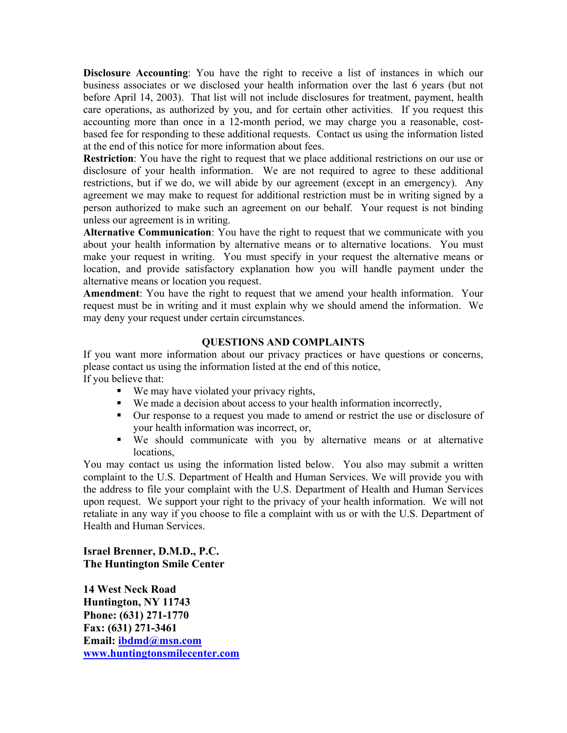**Disclosure Accounting**: You have the right to receive a list of instances in which our business associates or we disclosed your health information over the last 6 years (but not before April 14, 2003). That list will not include disclosures for treatment, payment, health care operations, as authorized by you, and for certain other activities. If you request this accounting more than once in a 12-month period, we may charge you a reasonable, cost-based fee for responding to these additional requests. Contact us using the information listed at the end of this notice for more information about fees.

**Restriction**: You have the right to request that we place additional restrictions on our use or disclosure of your health information. We are not required to agree to these additional restrictions, but if we do, we will abide by our agreement (except in an emergency). Any agreement we may make to request for additional restriction must be in writing signed by a person authorized to make such an agreement on our behalf. Your request is not binding unless our agreement is in writing.

**Alternative Communication**: You have the right to request that we communicate with you about your health information by alternative means or to alternative locations. You must make your request in writing. You must specify in your request the alternative means or location, and provide satisfactory explanation how you will handle payment under the alternative means or location you request.

**Amendment**: You have the right to request that we amend your health information. Your request must be in writing and it must explain why we should amend the information. We may deny your request under certain circumstances.

## QUESTIONS AND COMPLAINTS

If you want more information about our privacy practices or have questions or concerns, please contact us using the information listed at the end of this notice,

If you believe that:

- We may have violated your privacy rights,
- We made a decision about access to your health information incorrectly,
- Our response to a request you made to amend or restrict the use or disclosure of your health information was incorrect, or,
- We should communicate with you by alternative means or at alternative locations,

You may contact us using the information listed below. You also may submit a written complaint to the U.S. Department of Health and Human Services. We will provide you with the address to file your complaint with the U.S. Department of Health and Human Services upon request. We support your right to the privacy of your health information. We will not retaliate in any way if you choose to file a complaint with us or with the U.S. Department of Health and Human Services.

**Israel Brenner, D.M.D., P.C.**
**The Huntington Smile Center**

**14 West Neck Road**
**Huntington, NY 11743**
**Phone: (631) 271-1770**
**Fax: (631) 271-3461**
**Email: ibdmd@msn.com**
**www.huntingtonsmilecenter.com**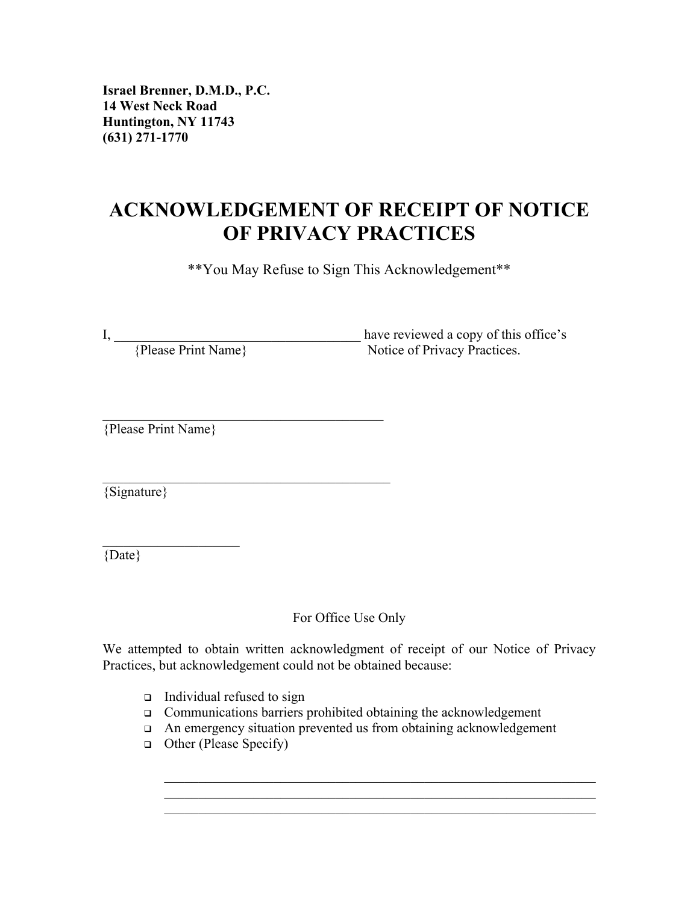**Israel Brenner, D.M.D., P.C.**
**14 West Neck Road**
**Huntington, NY 11743**
**(631) 271-1770**

# ACKNOWLEDGEMENT OF RECEIPT OF NOTICE OF PRIVACY PRACTICES

\*\*You May Refuse to Sign This Acknowledgement\*\*

I, ____________________________________ have reviewed a copy of this office's Notice of Privacy Practices.
{Please Print Name}

__________________________________________
{Please Print Name}

__________________________________________
{Signature}

____________________
{Date}

For Office Use Only

We attempted to obtain written acknowledgment of receipt of our Notice of Privacy Practices, but acknowledgement could not be obtained because:

- ☐ Individual refused to sign
- ☐ Communications barriers prohibited obtaining the acknowledgement
- ☐ An emergency situation prevented us from obtaining acknowledgement
- ☐ Other (Please Specify)

_________________________________________________________________
_________________________________________________________________
_________________________________________________________________